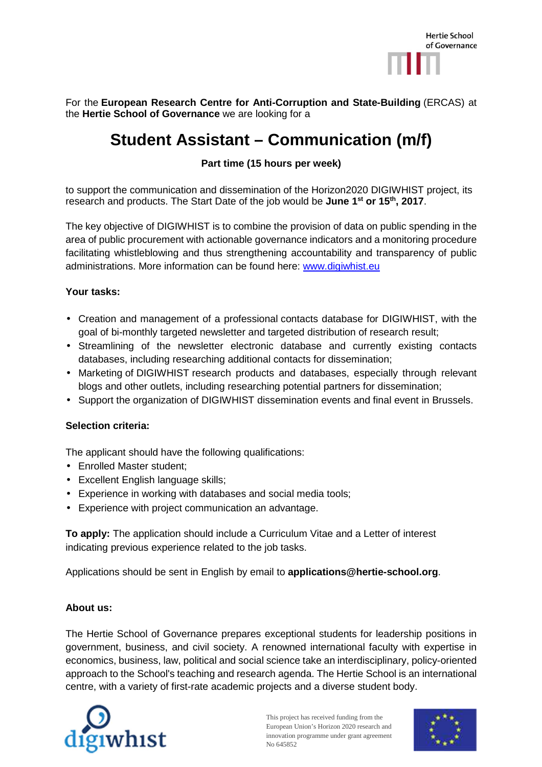For the **European Research Centre for Anti-Corruption and State-Building** (ERCAS) at the **Hertie School of Governance** we are looking for a

# Student Assistant – Communication (m/f)

**Part time (15 hours per week)**

to support the communication and dissemination of the Horizon2020 DIGIWHIST project, its research and products. The Start Date of the job would be **June 1st or 15th, 2017**.

The key objective of DIGIWHIST is to combine the provision of data on public spending in the area of public procurement with actionable governance indicators and a monitoring procedure facilitating whistleblowing and thus strengthening accountability and transparency of public administrations. More information can be found here: [www.digiwhist.eu](http://www.digiwhist.eu)

**Your tasks:**

- Creation and management of a professional contacts database for DIGIWHIST, with the goal of bi-monthly targeted newsletter and targeted distribution of research result;
- Streamlining of the newsletter electronic database and currently existing contacts databases, including researching additional contacts for dissemination;
- Marketing of DIGIWHIST research products and databases, especially through relevant blogs and other outlets, including researching potential partners for dissemination;
- Support the organization of DIGIWHIST dissemination events and final event in Brussels.

**Selection criteria:**

The applicant should have the following qualifications:

- Enrolled Master student;
- Excellent English language skills;
- Experience in working with databases and social media tools;
- Experience with project communication an advantage.

**To apply:** The application should include a Curriculum Vitae and a Letter of interest indicating previous experience related to the job tasks.

Applications should be sent in English by email to **applications@hertie-school.org**.

**About us:**

The Hertie School of Governance prepares exceptional students for leadership positions in government, business, and civil society. A renowned international faculty with expertise in economics, business, law, political and social science take an interdisciplinary, policy-oriented approach to the School's teaching and research agenda. The Hertie School is an international centre, with a variety of first-rate academic projects and a diverse student body.

This project has received funding from the European Union's Horizon 2020 research and innovation programme under grant agreement No 645852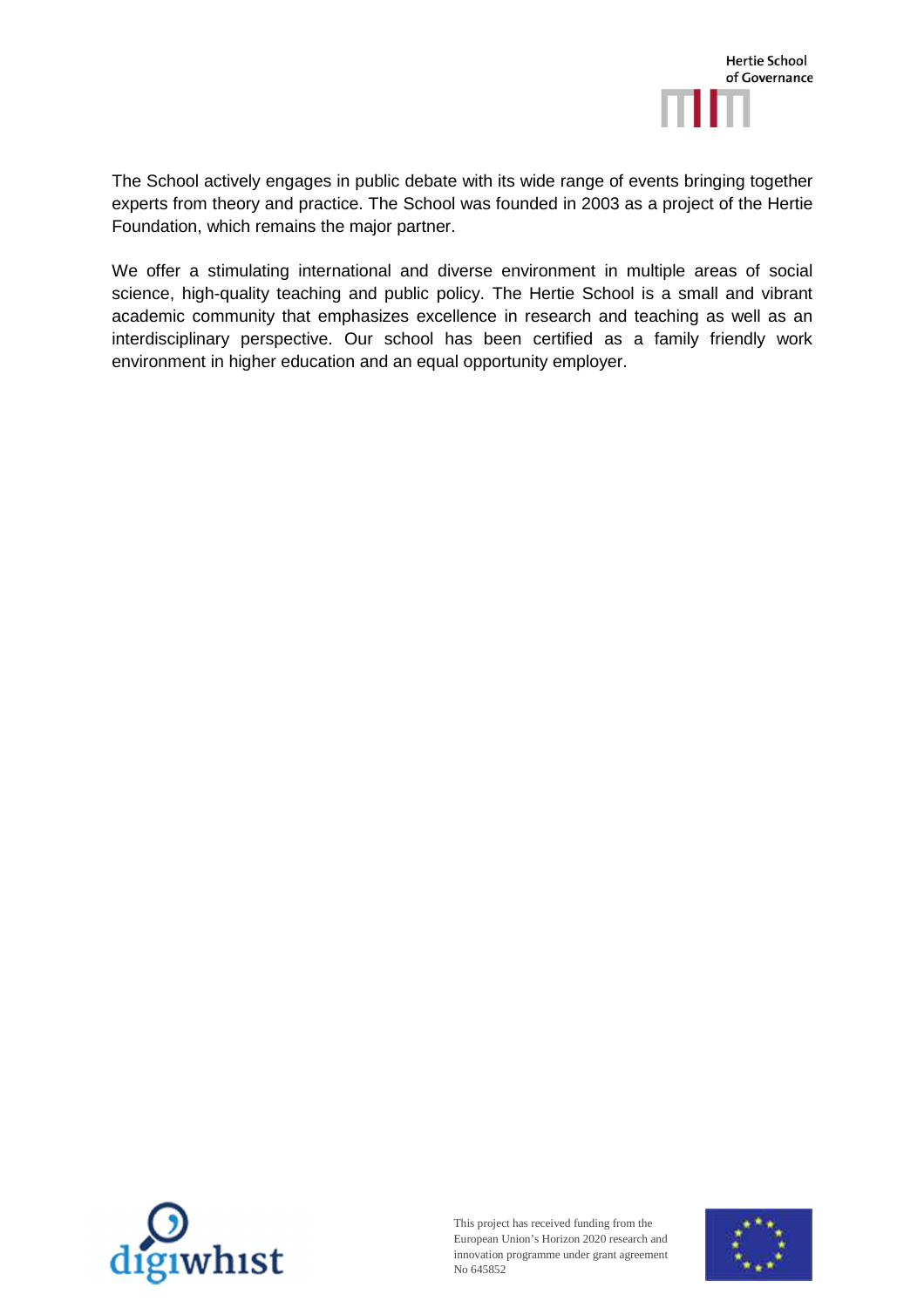The School actively engages in public debate with its wide range of events bringing together experts from theory and practice. The School was founded in 2003 as a project of the Hertie Foundation, which remains the major partner.

We offer a stimulating international and diverse environment in multiple areas of social science, high-quality teaching and public policy. The Hertie School is a small and vibrant academic community that emphasizes excellence in research and teaching as well as an interdisciplinary perspective. Our school has been certified as a family friendly work environment in higher education and an equal opportunity employer.